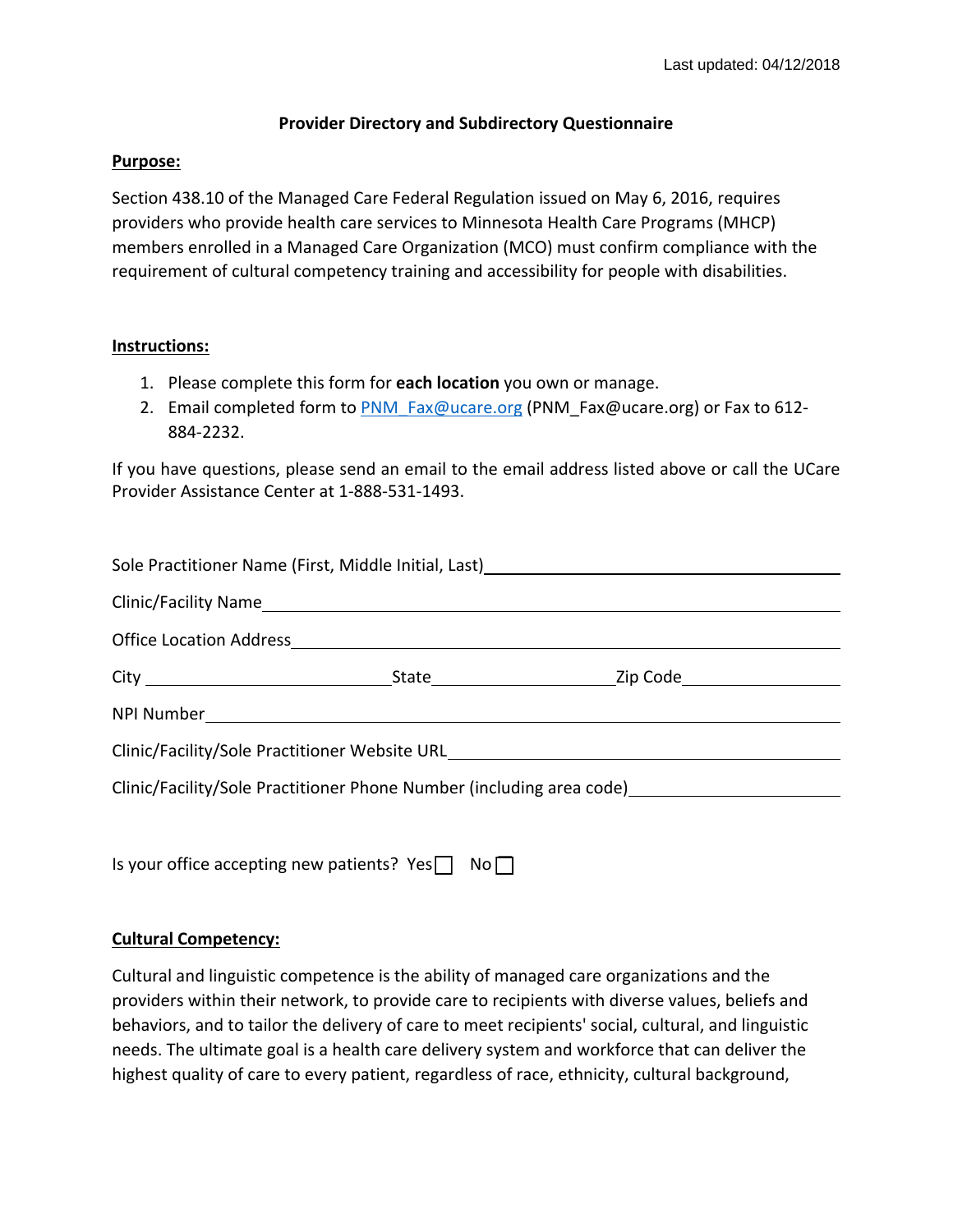Last updated: 04/12/2018

# Provider Directory and Subdirectory Questionnaire

**Purpose:**

Section 438.10 of the Managed Care Federal Regulation issued on May 6, 2016, requires providers who provide health care services to Minnesota Health Care Programs (MHCP) members enrolled in a Managed Care Organization (MCO) must confirm compliance with the requirement of cultural competency training and accessibility for people with disabilities.

**Instructions:**

1. Please complete this form for **each location** you own or manage.
2. Email completed form to PNM_Fax@ucare.org (PNM_Fax@ucare.org) or Fax to 612-884-2232.

If you have questions, please send an email to the email address listed above or call the UCare Provider Assistance Center at 1-888-531-1493.

Sole Practitioner Name (First, Middle Initial, Last)\_\_\_\_\_\_\_\_\_\_\_\_\_\_\_\_\_\_\_\_\_\_\_\_\_\_\_\_

Clinic/Facility Name\_\_\_\_\_\_\_\_\_\_\_\_\_\_\_\_\_\_\_\_\_\_\_\_\_\_\_\_\_\_\_\_\_\_\_\_\_\_\_\_\_\_\_\_\_\_

Office Location Address\_\_\_\_\_\_\_\_\_\_\_\_\_\_\_\_\_\_\_\_\_\_\_\_\_\_\_\_\_\_\_\_\_\_\_\_\_\_\_\_\_\_\_\_

City \_\_\_\_\_\_\_\_\_\_\_\_\_\_\_\_\_\_\_\_ State\_\_\_\_\_\_\_\_\_\_\_\_\_\_\_ Zip Code\_\_\_\_\_\_\_\_\_\_\_\_\_\_

NPI Number\_\_\_\_\_\_\_\_\_\_\_\_\_\_\_\_\_\_\_\_\_\_\_\_\_\_\_\_\_\_\_\_\_\_\_\_\_\_\_\_\_\_\_\_\_\_\_\_\_\_\_\_

Clinic/Facility/Sole Practitioner Website URL\_\_\_\_\_\_\_\_\_\_\_\_\_\_\_\_\_\_\_\_\_\_\_\_\_\_\_\_\_\_\_\_\_

Clinic/Facility/Sole Practitioner Phone Number (including area code)\_\_\_\_\_\_\_\_\_\_\_\_\_\_\_\_\_

Is your office accepting new patients? Yes ☐ No ☐

**Cultural Competency:**

Cultural and linguistic competence is the ability of managed care organizations and the providers within their network, to provide care to recipients with diverse values, beliefs and behaviors, and to tailor the delivery of care to meet recipients' social, cultural, and linguistic needs. The ultimate goal is a health care delivery system and workforce that can deliver the highest quality of care to every patient, regardless of race, ethnicity, cultural background,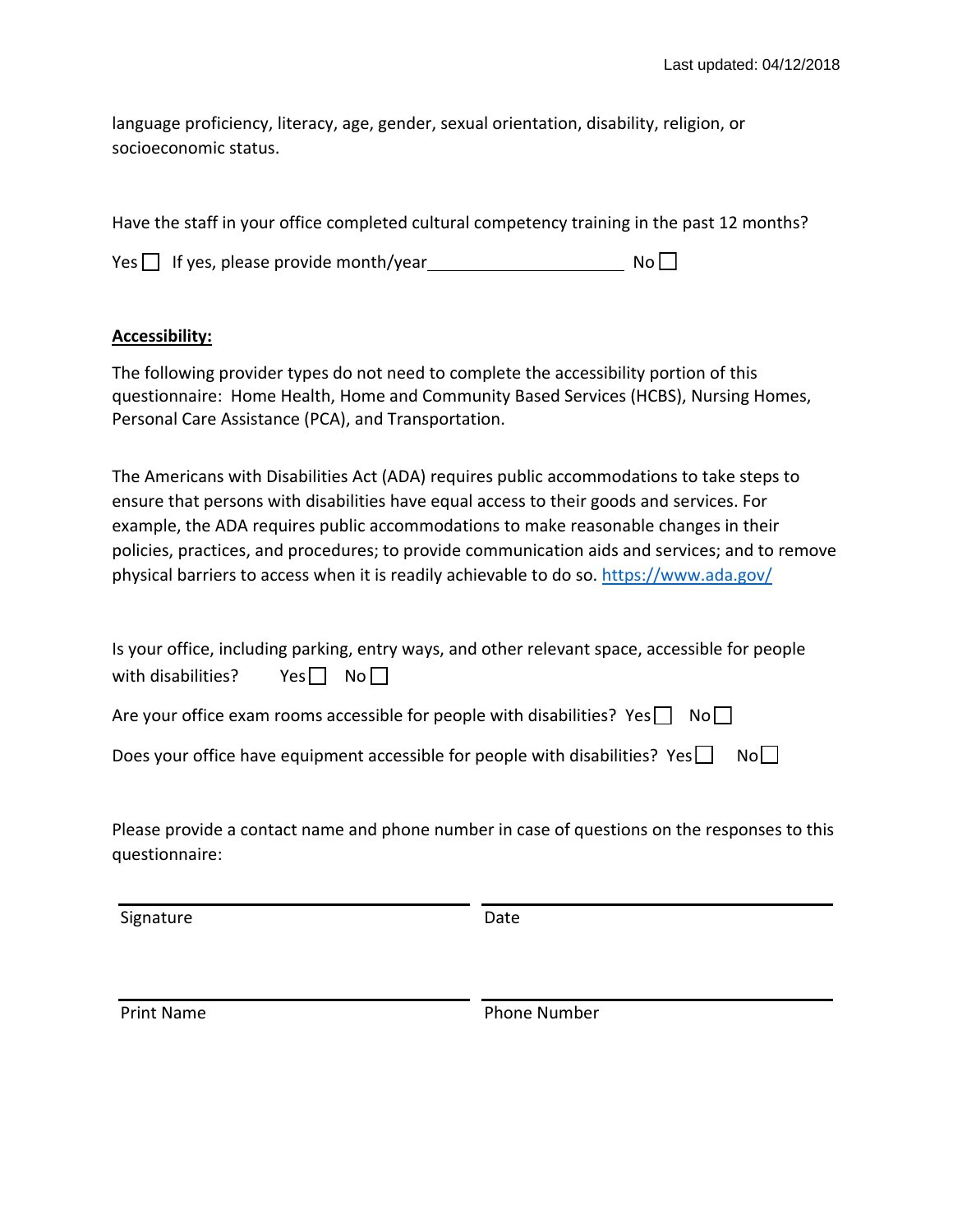language proficiency, literacy, age, gender, sexual orientation, disability, religion, or socioeconomic status.

Have the staff in your office completed cultural competency training in the past 12 months?

Yes ☐ If yes, please provide month/year ____________________ No ☐

**Accessibility:**

The following provider types do not need to complete the accessibility portion of this questionnaire: Home Health, Home and Community Based Services (HCBS), Nursing Homes, Personal Care Assistance (PCA), and Transportation.

The Americans with Disabilities Act (ADA) requires public accommodations to take steps to ensure that persons with disabilities have equal access to their goods and services. For example, the ADA requires public accommodations to make reasonable changes in their policies, practices, and procedures; to provide communication aids and services; and to remove physical barriers to access when it is readily achievable to do so. https://www.ada.gov/

Is your office, including parking, entry ways, and other relevant space, accessible for people with disabilities? Yes ☐ No ☐

Are your office exam rooms accessible for people with disabilities? Yes ☐ No ☐

Does your office have equipment accessible for people with disabilities? Yes ☐ No ☐

Please provide a contact name and phone number in case of questions on the responses to this questionnaire:

| | |
|---|---|
| Signature | Date |
| Print Name | Phone Number |